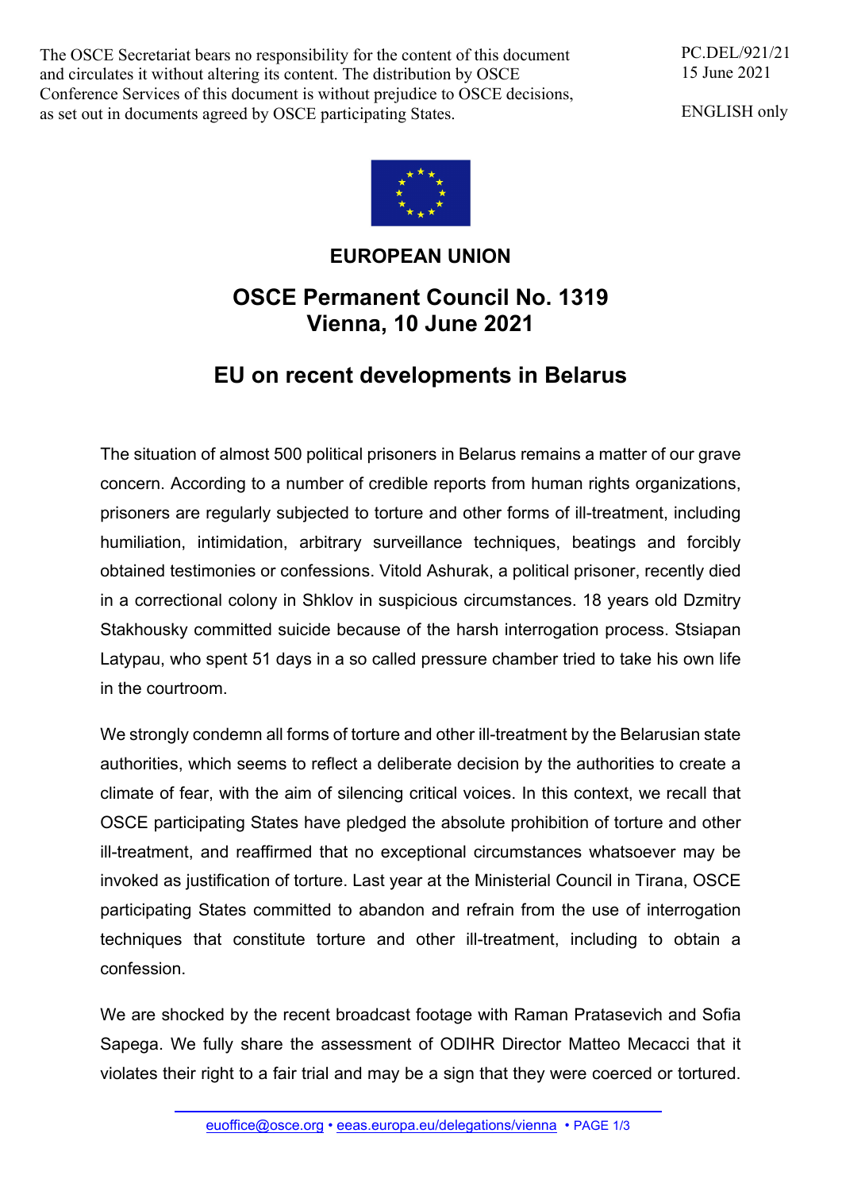The OSCE Secretariat bears no responsibility for the content of this document and circulates it without altering its content. The distribution by OSCE Conference Services of this document is without prejudice to OSCE decisions, as set out in documents agreed by OSCE participating States.

PC.DEL/921/21
15 June 2021

ENGLISH only

# EUROPEAN UNION

## OSCE Permanent Council No. 1319
## Vienna, 10 June 2021

## EU on recent developments in Belarus

The situation of almost 500 political prisoners in Belarus remains a matter of our grave concern. According to a number of credible reports from human rights organizations, prisoners are regularly subjected to torture and other forms of ill-treatment, including humiliation, intimidation, arbitrary surveillance techniques, beatings and forcibly obtained testimonies or confessions. Vitold Ashurak, a political prisoner, recently died in a correctional colony in Shklov in suspicious circumstances. 18 years old Dzmitry Stakhousky committed suicide because of the harsh interrogation process. Stsiapan Latypau, who spent 51 days in a so called pressure chamber tried to take his own life in the courtroom.

We strongly condemn all forms of torture and other ill-treatment by the Belarusian state authorities, which seems to reflect a deliberate decision by the authorities to create a climate of fear, with the aim of silencing critical voices. In this context, we recall that OSCE participating States have pledged the absolute prohibition of torture and other ill-treatment, and reaffirmed that no exceptional circumstances whatsoever may be invoked as justification of torture. Last year at the Ministerial Council in Tirana, OSCE participating States committed to abandon and refrain from the use of interrogation techniques that constitute torture and other ill-treatment, including to obtain a confession.

We are shocked by the recent broadcast footage with Raman Pratasevich and Sofia Sapega. We fully share the assessment of ODIHR Director Matteo Mecacci that it violates their right to a fair trial and may be a sign that they were coerced or tortured.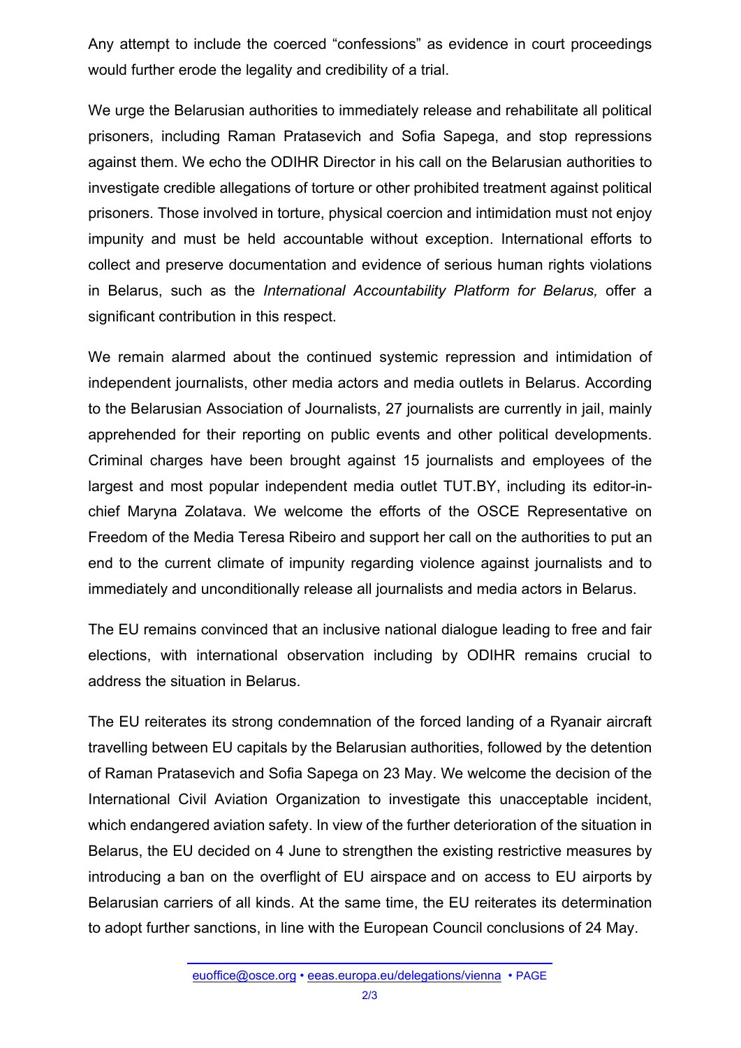Any attempt to include the coerced “confessions” as evidence in court proceedings would further erode the legality and credibility of a trial.

We urge the Belarusian authorities to immediately release and rehabilitate all political prisoners, including Raman Pratasevich and Sofia Sapega, and stop repressions against them. We echo the ODIHR Director in his call on the Belarusian authorities to investigate credible allegations of torture or other prohibited treatment against political prisoners. Those involved in torture, physical coercion and intimidation must not enjoy impunity and must be held accountable without exception. International efforts to collect and preserve documentation and evidence of serious human rights violations in Belarus, such as the *International Accountability Platform for Belarus,* offer a significant contribution in this respect.

We remain alarmed about the continued systemic repression and intimidation of independent journalists, other media actors and media outlets in Belarus. According to the Belarusian Association of Journalists, 27 journalists are currently in jail, mainly apprehended for their reporting on public events and other political developments. Criminal charges have been brought against 15 journalists and employees of the largest and most popular independent media outlet TUT.BY, including its editor-in-chief Maryna Zolatava. We welcome the efforts of the OSCE Representative on Freedom of the Media Teresa Ribeiro and support her call on the authorities to put an end to the current climate of impunity regarding violence against journalists and to immediately and unconditionally release all journalists and media actors in Belarus.

The EU remains convinced that an inclusive national dialogue leading to free and fair elections, with international observation including by ODIHR remains crucial to address the situation in Belarus.

The EU reiterates its strong condemnation of the forced landing of a Ryanair aircraft travelling between EU capitals by the Belarusian authorities, followed by the detention of Raman Pratasevich and Sofia Sapega on 23 May. We welcome the decision of the International Civil Aviation Organization to investigate this unacceptable incident, which endangered aviation safety. In view of the further deterioration of the situation in Belarus, the EU decided on 4 June to strengthen the existing restrictive measures by introducing a ban on the overflight of EU airspace and on access to EU airports by Belarusian carriers of all kinds. At the same time, the EU reiterates its determination to adopt further sanctions, in line with the European Council conclusions of 24 May.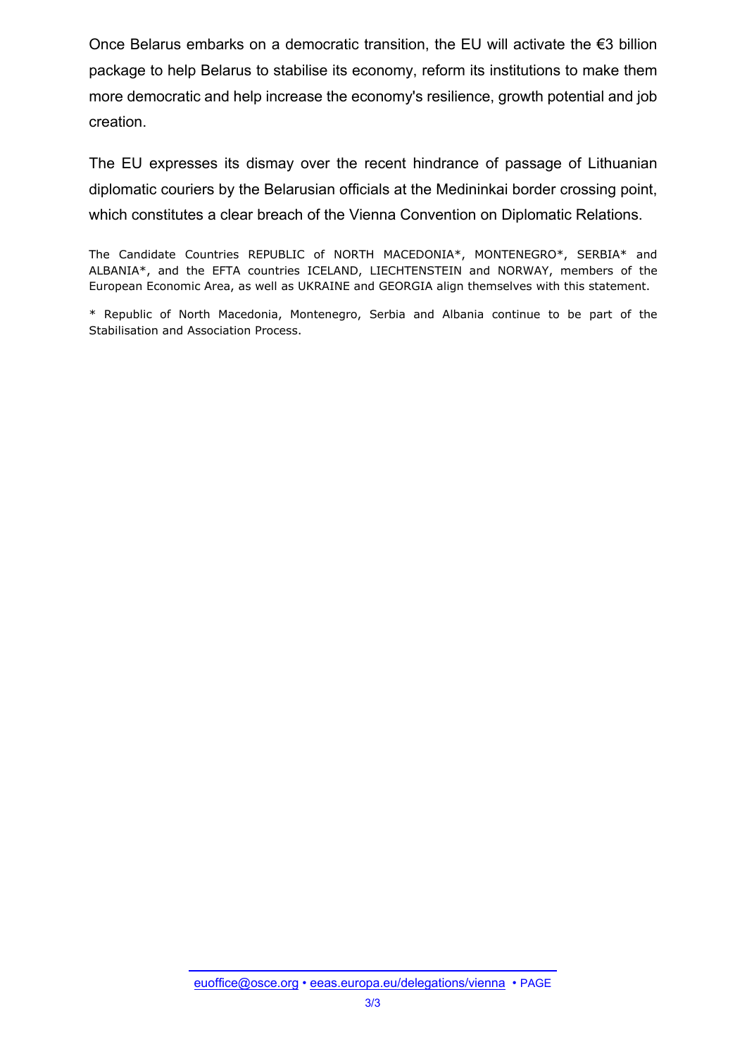Once Belarus embarks on a democratic transition, the EU will activate the €3 billion package to help Belarus to stabilise its economy, reform its institutions to make them more democratic and help increase the economy's resilience, growth potential and job creation.

The EU expresses its dismay over the recent hindrance of passage of Lithuanian diplomatic couriers by the Belarusian officials at the Medininkai border crossing point, which constitutes a clear breach of the Vienna Convention on Diplomatic Relations.

The Candidate Countries REPUBLIC of NORTH MACEDONIA*, MONTENEGRO*, SERBIA* and ALBANIA*, and the EFTA countries ICELAND, LIECHTENSTEIN and NORWAY, members of the European Economic Area, as well as UKRAINE and GEORGIA align themselves with this statement.

* Republic of North Macedonia, Montenegro, Serbia and Albania continue to be part of the Stabilisation and Association Process.